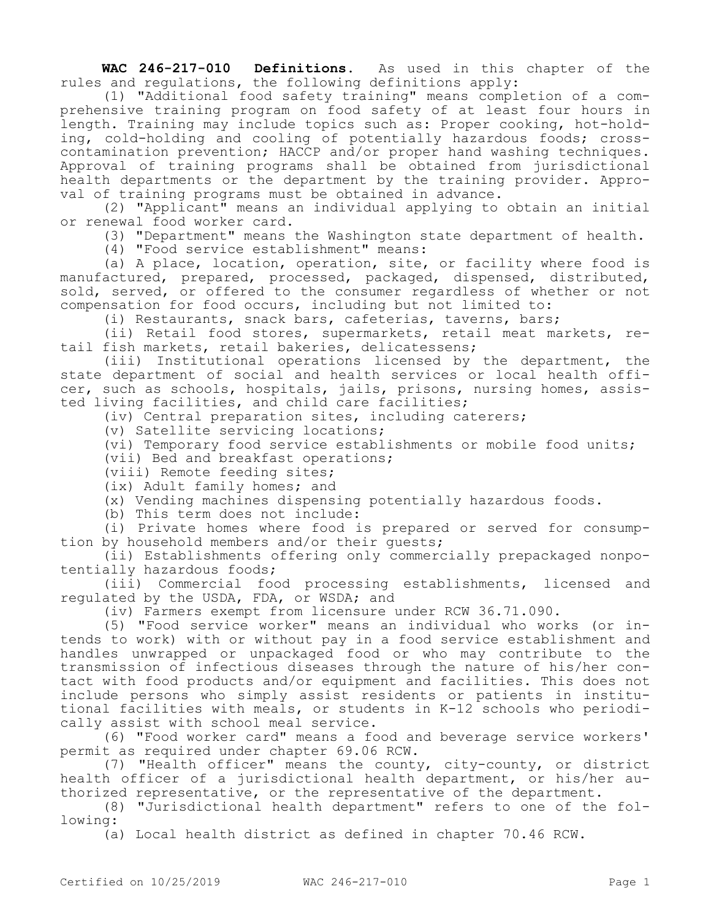**WAC 246-217-010 Definitions.** As used in this chapter of the rules and regulations, the following definitions apply:

(1) "Additional food safety training" means completion of a comprehensive training program on food safety of at least four hours in length. Training may include topics such as: Proper cooking, hot-holding, cold-holding and cooling of potentially hazardous foods; cross-contamination prevention; HACCP and/or proper hand washing techniques. Approval of training programs shall be obtained from jurisdictional health departments or the department by the training provider. Approval of training programs must be obtained in advance.

(2) "Applicant" means an individual applying to obtain an initial or renewal food worker card.

(3) "Department" means the Washington state department of health.

(4) "Food service establishment" means:

(a) A place, location, operation, site, or facility where food is manufactured, prepared, processed, packaged, dispensed, distributed, sold, served, or offered to the consumer regardless of whether or not compensation for food occurs, including but not limited to:

(i) Restaurants, snack bars, cafeterias, taverns, bars;

(ii) Retail food stores, supermarkets, retail meat markets, retail fish markets, retail bakeries, delicatessens;

(iii) Institutional operations licensed by the department, the state department of social and health services or local health officer, such as schools, hospitals, jails, prisons, nursing homes, assisted living facilities, and child care facilities;

(iv) Central preparation sites, including caterers;

(v) Satellite servicing locations;

(vi) Temporary food service establishments or mobile food units;

(vii) Bed and breakfast operations;

(viii) Remote feeding sites;

(ix) Adult family homes; and

(x) Vending machines dispensing potentially hazardous foods.

(b) This term does not include:

(i) Private homes where food is prepared or served for consumption by household members and/or their guests;

(ii) Establishments offering only commercially prepackaged nonpotentially hazardous foods;

(iii) Commercial food processing establishments, licensed and regulated by the USDA, FDA, or WSDA; and

(iv) Farmers exempt from licensure under RCW 36.71.090.

(5) "Food service worker" means an individual who works (or intends to work) with or without pay in a food service establishment and handles unwrapped or unpackaged food or who may contribute to the transmission of infectious diseases through the nature of his/her contact with food products and/or equipment and facilities. This does not include persons who simply assist residents or patients in institutional facilities with meals, or students in K-12 schools who periodically assist with school meal service.

(6) "Food worker card" means a food and beverage service workers' permit as required under chapter 69.06 RCW.

(7) "Health officer" means the county, city-county, or district health officer of a jurisdictional health department, or his/her authorized representative, or the representative of the department.

(8) "Jurisdictional health department" refers to one of the following:

(a) Local health district as defined in chapter 70.46 RCW.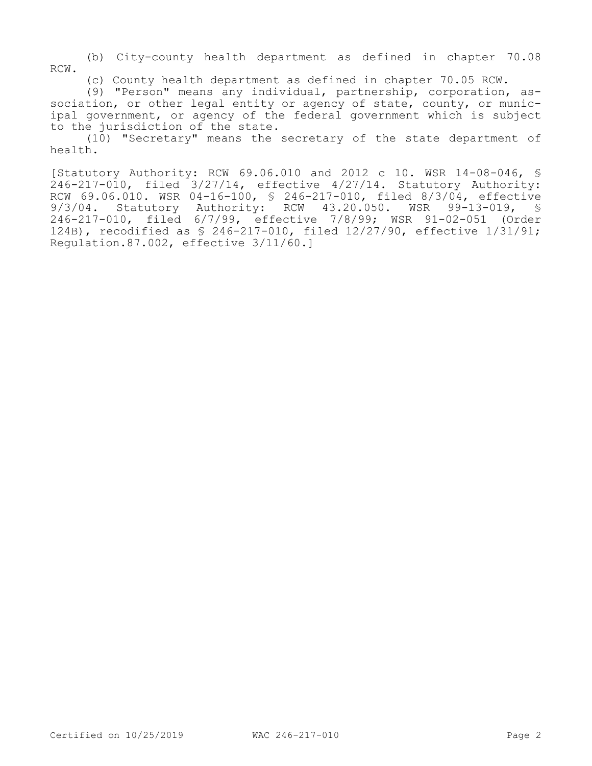(b) City-county health department as defined in chapter 70.08 RCW.

(c) County health department as defined in chapter 70.05 RCW.

(9) "Person" means any individual, partnership, corporation, association, or other legal entity or agency of state, county, or municipal government, or agency of the federal government which is subject to the jurisdiction of the state.

(10) "Secretary" means the secretary of the state department of health.

[Statutory Authority: RCW 69.06.010 and 2012 c 10. WSR 14-08-046, § 246-217-010, filed 3/27/14, effective 4/27/14. Statutory Authority: RCW 69.06.010. WSR 04-16-100, § 246-217-010, filed 8/3/04, effective 9/3/04. Statutory Authority: RCW 43.20.050. WSR 99-13-019, § 246-217-010, filed 6/7/99, effective 7/8/99; WSR 91-02-051 (Order 124B), recodified as § 246-217-010, filed 12/27/90, effective 1/31/91; Regulation.87.002, effective 3/11/60.]